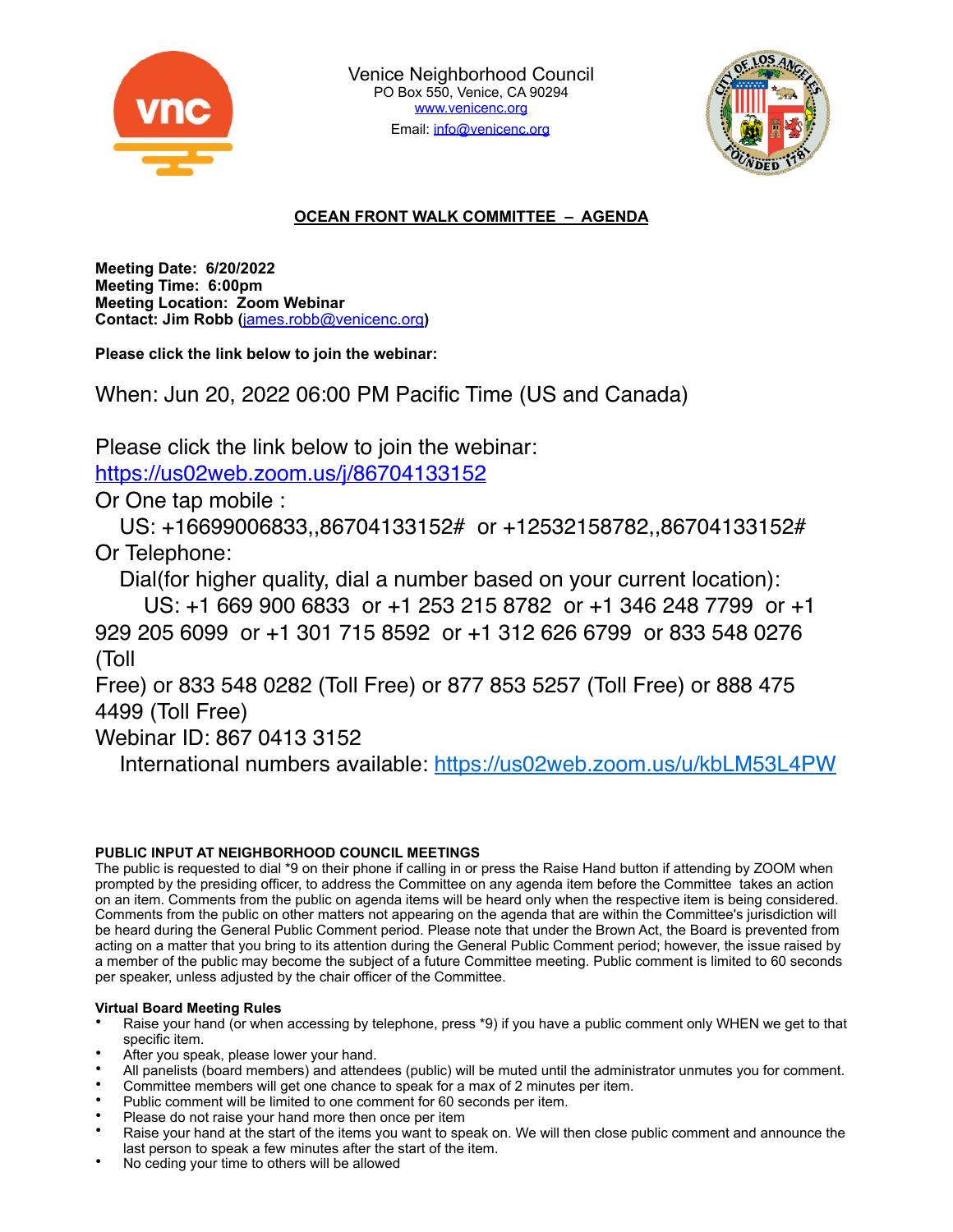Venice Neighborhood Council
PO Box 550, Venice, CA 90294
www.venicenc.org
Email: info@venicenc.org

## OCEAN FRONT WALK COMMITTEE – AGENDA

**Meeting Date: 6/20/2022**
**Meeting Time: 6:00pm**
**Meeting Location: Zoom Webinar**
**Contact: Jim Robb (james.robb@venicenc.org)**

**Please click the link below to join the webinar:**

When: Jun 20, 2022 06:00 PM Pacific Time (US and Canada)

Please click the link below to join the webinar:
https://us02web.zoom.us/j/86704133152
Or One tap mobile :
US: +16699006833,,86704133152# or +12532158782,,86704133152#
Or Telephone:
Dial(for higher quality, dial a number based on your current location):
US: +1 669 900 6833 or +1 253 215 8782 or +1 346 248 7799 or +1 929 205 6099 or +1 301 715 8592 or +1 312 626 6799 or 833 548 0276 (Toll Free) or 833 548 0282 (Toll Free) or 877 853 5257 (Toll Free) or 888 475 4499 (Toll Free)
Webinar ID: 867 0413 3152
International numbers available: https://us02web.zoom.us/u/kbLM53L4PW

**PUBLIC INPUT AT NEIGHBORHOOD COUNCIL MEETINGS**
The public is requested to dial *9 on their phone if calling in or press the Raise Hand button if attending by ZOOM when prompted by the presiding officer, to address the Committee on any agenda item before the Committee takes an action on an item. Comments from the public on agenda items will be heard only when the respective item is being considered. Comments from the public on other matters not appearing on the agenda that are within the Committee's jurisdiction will be heard during the General Public Comment period. Please note that under the Brown Act, the Board is prevented from acting on a matter that you bring to its attention during the General Public Comment period; however, the issue raised by a member of the public may become the subject of a future Committee meeting. Public comment is limited to 60 seconds per speaker, unless adjusted by the chair officer of the Committee.

**Virtual Board Meeting Rules**
- Raise your hand (or when accessing by telephone, press *9) if you have a public comment only WHEN we get to that specific item.
- After you speak, please lower your hand.
- All panelists (board members) and attendees (public) will be muted until the administrator unmutes you for comment.
- Committee members will get one chance to speak for a max of 2 minutes per item.
- Public comment will be limited to one comment for 60 seconds per item.
- Please do not raise your hand more then once per item
- Raise your hand at the start of the items you want to speak on. We will then close public comment and announce the last person to speak a few minutes after the start of the item.
- No ceding your time to others will be allowed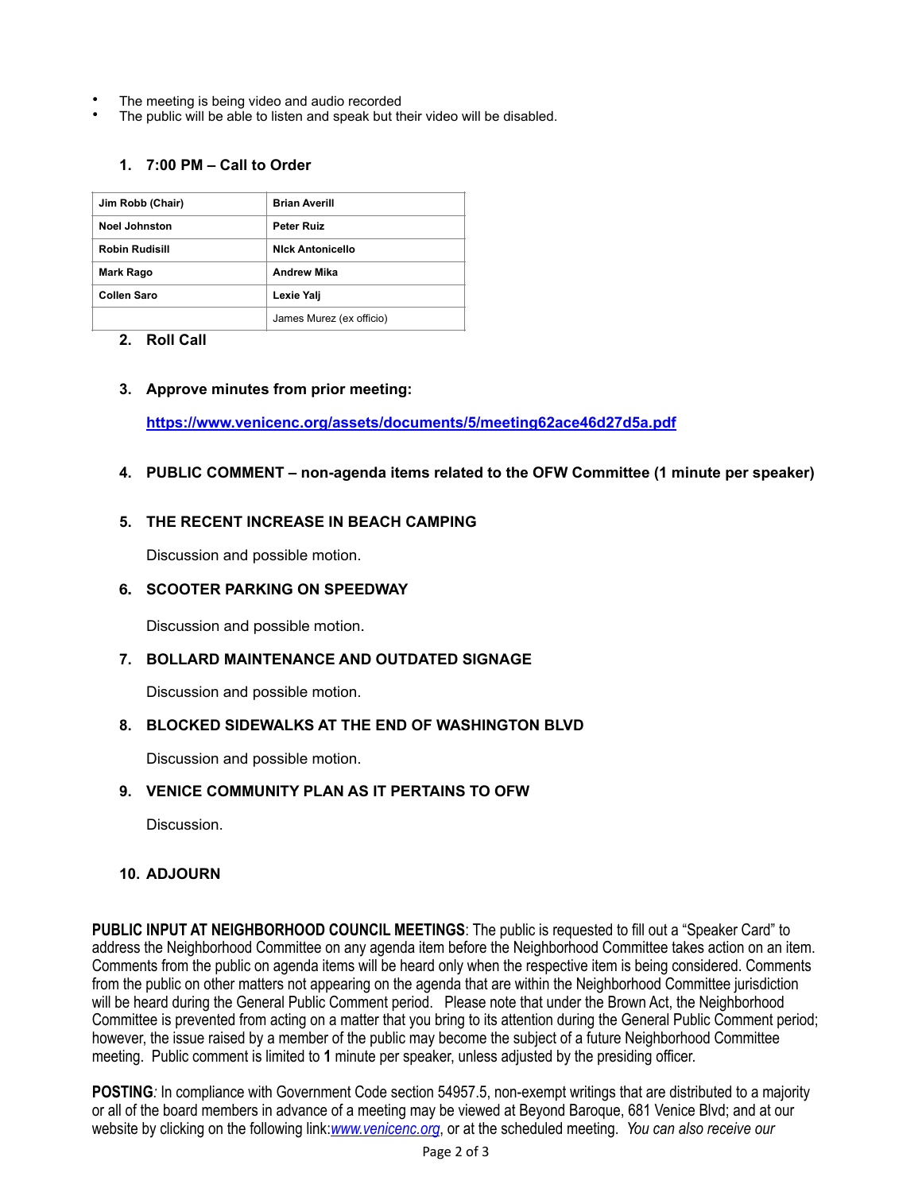- The meeting is being video and audio recorded
- The public will be able to listen and speak but their video will be disabled.

1. **7:00 PM – Call to Order**

| Jim Robb (Chair) | Brian Averill |
|---|---|
| Noel Johnston | Peter Ruiz |
| Robin Rudisill | NIck Antonicello |
| Mark Rago | Andrew Mika |
| Collen Saro | Lexie Yalj |
| | James Murez (ex officio) |

2. **Roll Call**

3. **Approve minutes from prior meeting:**

   **https://www.venicenc.org/assets/documents/5/meeting62ace46d27d5a.pdf**

4. **PUBLIC COMMENT – non-agenda items related to the OFW Committee (1 minute per speaker)**

5. **THE RECENT INCREASE IN BEACH CAMPING**

   Discussion and possible motion.

6. **SCOOTER PARKING ON SPEEDWAY**

   Discussion and possible motion.

7. **BOLLARD MAINTENANCE AND OUTDATED SIGNAGE**

   Discussion and possible motion.

8. **BLOCKED SIDEWALKS AT THE END OF WASHINGTON BLVD**

   Discussion and possible motion.

9. **VENICE COMMUNITY PLAN AS IT PERTAINS TO OFW**

   Discussion.

10. **ADJOURN**

**PUBLIC INPUT AT NEIGHBORHOOD COUNCIL MEETINGS**: The public is requested to fill out a "Speaker Card" to address the Neighborhood Committee on any agenda item before the Neighborhood Committee takes action on an item. Comments from the public on agenda items will be heard only when the respective item is being considered. Comments from the public on other matters not appearing on the agenda that are within the Neighborhood Committee jurisdiction will be heard during the General Public Comment period. Please note that under the Brown Act, the Neighborhood Committee is prevented from acting on a matter that you bring to its attention during the General Public Comment period; however, the issue raised by a member of the public may become the subject of a future Neighborhood Committee meeting. Public comment is limited to **1** minute per speaker, unless adjusted by the presiding officer.

**POSTING***:* In compliance with Government Code section 54957.5, non-exempt writings that are distributed to a majority or all of the board members in advance of a meeting may be viewed at Beyond Baroque, 681 Venice Blvd; and at our website by clicking on the following link:*www.venicenc.org*, or at the scheduled meeting. *You can also receive our*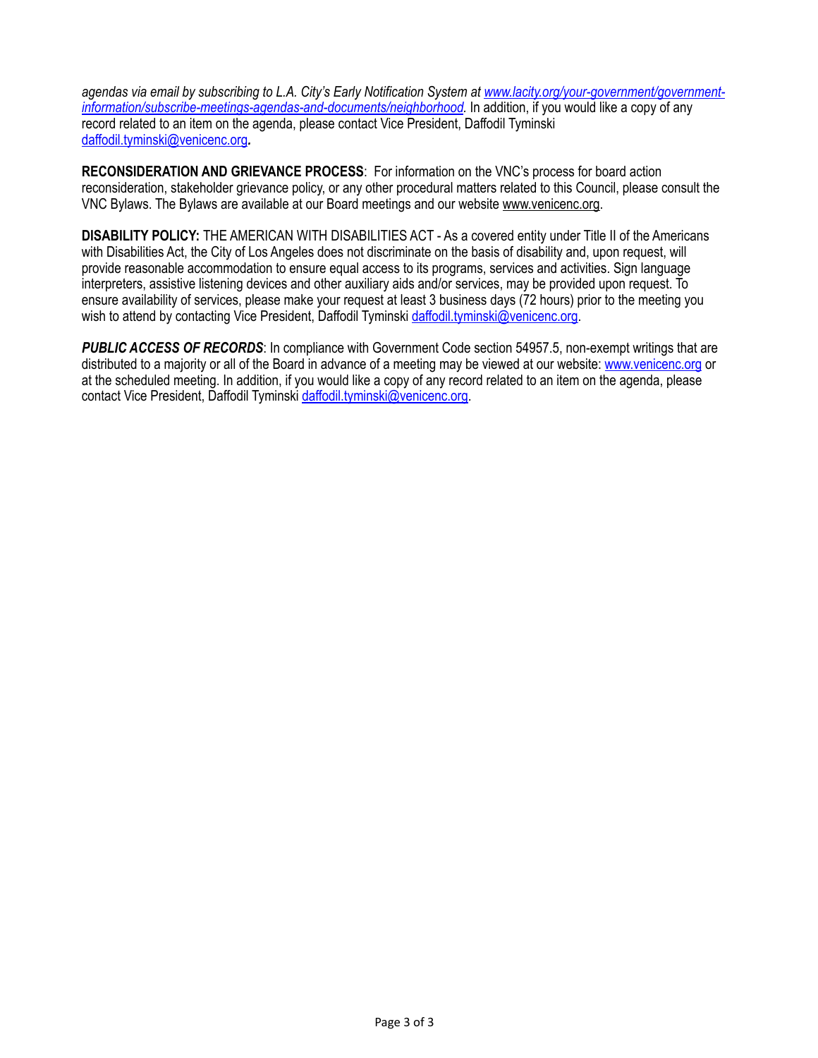*agendas via email by subscribing to L.A. City's Early Notification System at [www.lacity.org/your-government/government-information/subscribe-meetings-agendas-and-documents/neighborhood](www.lacity.org/your-government/government-information/subscribe-meetings-agendas-and-documents/neighborhood).* In addition, if you would like a copy of any record related to an item on the agenda, please contact Vice President, Daffodil Tyminski daffodil.tyminski@venicenc.org***.***

**RECONSIDERATION AND GRIEVANCE PROCESS**: For information on the VNC's process for board action reconsideration, stakeholder grievance policy, or any other procedural matters related to this Council, please consult the VNC Bylaws. The Bylaws are available at our Board meetings and our website www.venicenc.org.

**DISABILITY POLICY:** THE AMERICAN WITH DISABILITIES ACT - As a covered entity under Title II of the Americans with Disabilities Act, the City of Los Angeles does not discriminate on the basis of disability and, upon request, will provide reasonable accommodation to ensure equal access to its programs, services and activities. Sign language interpreters, assistive listening devices and other auxiliary aids and/or services, may be provided upon request. To ensure availability of services, please make your request at least 3 business days (72 hours) prior to the meeting you wish to attend by contacting Vice President, Daffodil Tyminski daffodil.tyminski@venicenc.org.

***PUBLIC ACCESS OF RECORDS***: In compliance with Government Code section 54957.5, non-exempt writings that are distributed to a majority or all of the Board in advance of a meeting may be viewed at our website: www.venicenc.org or at the scheduled meeting. In addition, if you would like a copy of any record related to an item on the agenda, please contact Vice President, Daffodil Tyminski daffodil.tyminski@venicenc.org.